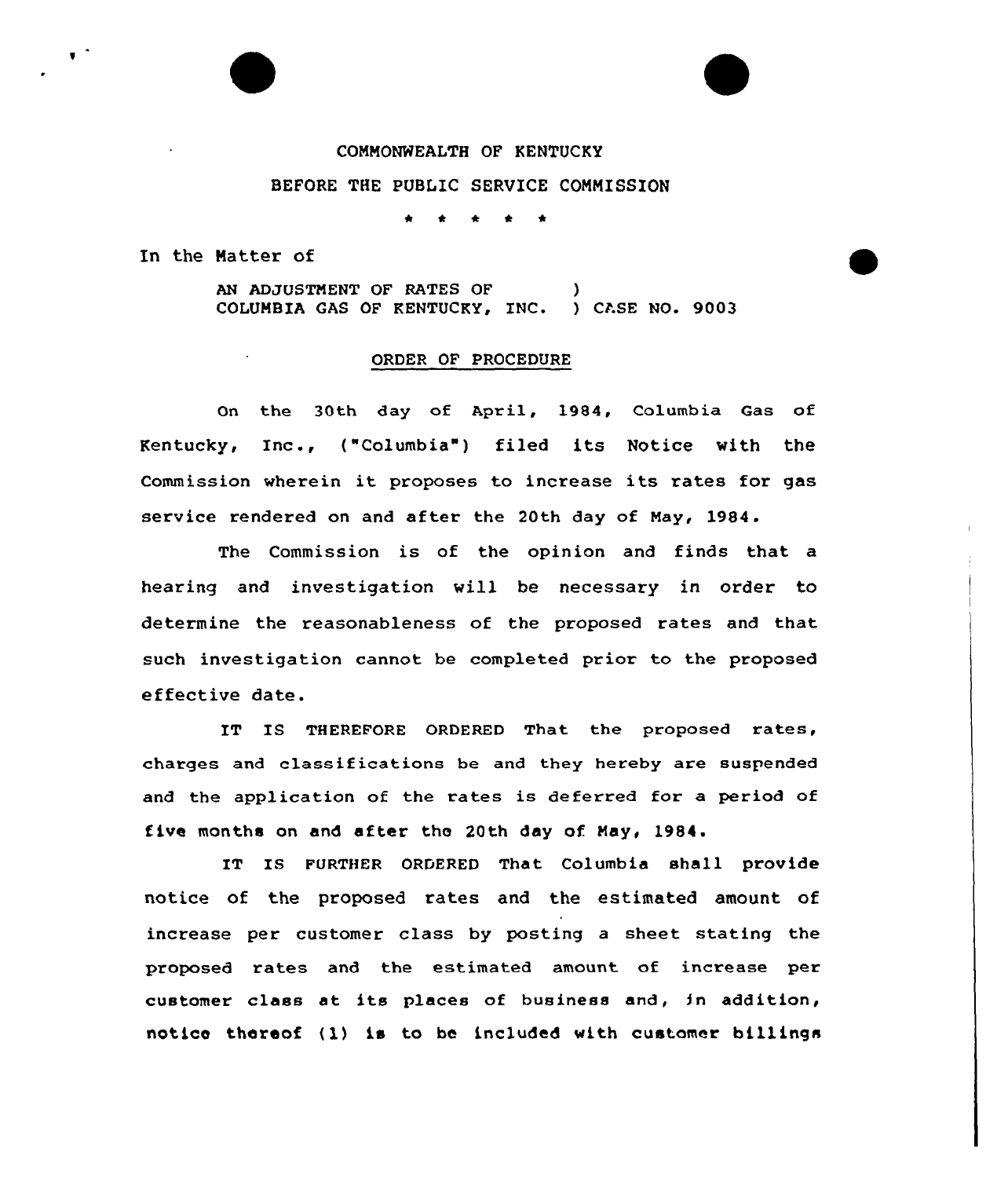COMMONWEALTH OF KENTUCKY

BEFORE THE PUBLIC SERVICE COMMISSION

\* \* \* \* \*

In the Matter of

AN ADJUSTMENT OF RATES OF COLUMBIA GAS OF KENTUCKY, INC. ) CASE NO. 9003

ORDER OF PROCEDURE

On the 30th day of April, 1984, Columbia Gas of Kentucky, Inc., ("Columbia") filed its Notice with the Commission wherein it proposes to increase its rates for gas service rendered on and after the 20th day of May, 1984.

The Commission is of the opinion and finds that a hearing and investigation will be necessary in order to determine the reasonableness of the proposed rates and that such investigation cannot be completed prior to the proposed effective date.

IT IS THEREFORE ORDERED That the proposed rates, charges and classifications be and they hereby are suspended and the application of the rates is deferred for a period of five months on and after the 20th day of May, 1984.

IT IS FURTHER ORDERED That Columbia shall provide notice of the proposed rates and the estimated amount of increase per customer class by posting a sheet stating the proposed rates and the estimated amount of increase per customer class at its places of business and, in addition, notice thereof (1) is to be included with customer billings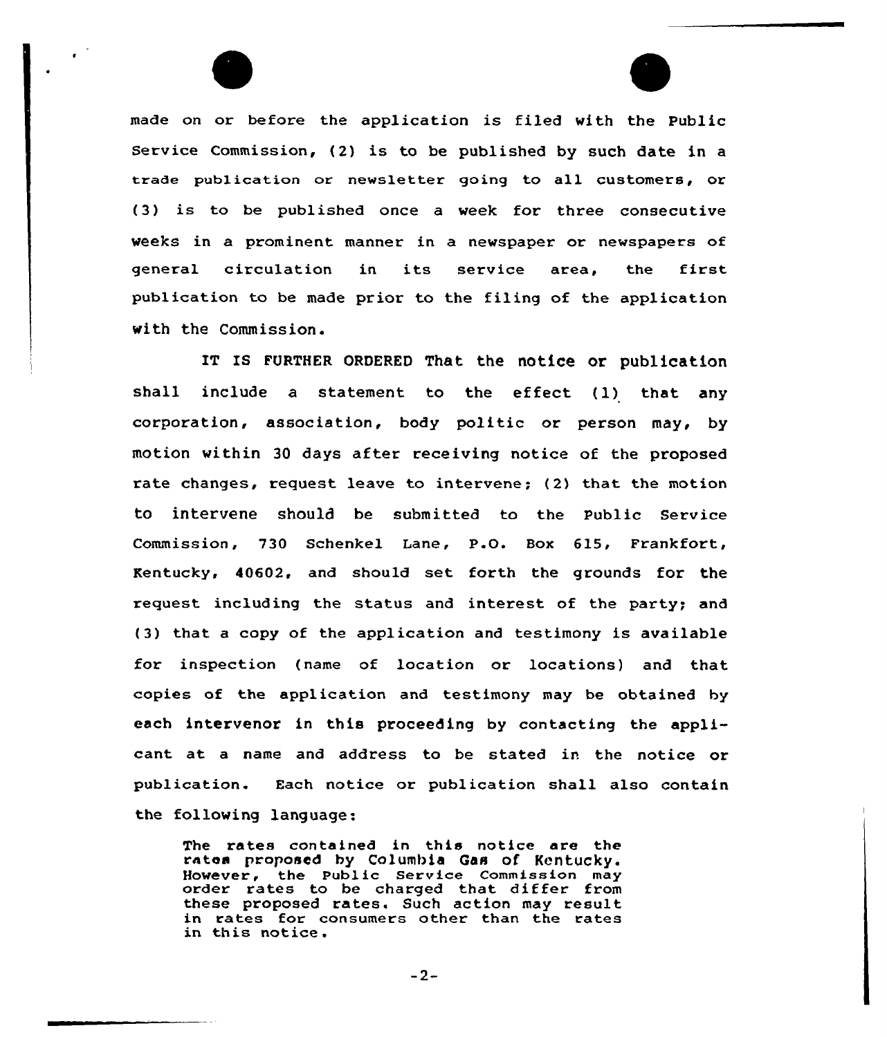made on or before the application is filed with the Public Service Commission, (2) is to be published by such date in a trade publication or newsletter going to all customers, or (3) is to be published once a week for three consecutive weeks in a prominent manner in a newspaper or newspapers of general circulation in its service area, the first publication to be made prior to the filing of the application with the Commission.

IT IS FURTHER ORDERED That the notice or publication shall include a statement to the effect (1) that any corporation, association, body politic or person may, by motion within 30 days after receiving notice of the proposed rate changes, request leave to intervene; (2) that the motion to intervene should be submitted to the Public Service Commission, 730 Schenkel Lane, P.O. Box 615, Frankfort, Kentucky, 40602, and should set forth the grounds for the request including the status and interest of the party; and (3) that a copy of the application and testimony is available for inspection (name of location or locations) and that copies of the application and testimony may be obtained by each intervenor in this proceeding by contacting the applicant at a name and address to be stated in the notice or publication. Each notice or publication shall also contain the following language:

> The rates contained in this notice are the rates proposed by Columbia Gas of Kentucky. However, the Public Service Commission may order rates to be charged that differ from these proposed rates. Such action may result in rates for consumers other than the rates in this notice.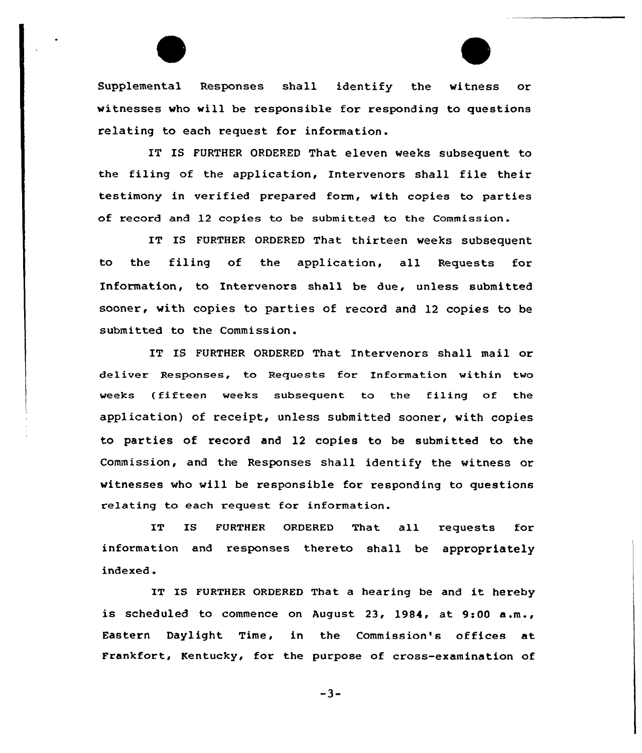Supplemental Responses shall identify the witness or witnesses who will be responsible for responding to questions relating to each request for information.

IT IS FURTHER ORDERED That eleven weeks subsequent to the filing of the application, Intervenors shall file their testimony in verified prepared form, with copies to parties of record and 12 copies to be submitted to the Commission.

IT IS FURTHER ORDERED That thirteen weeks subsequent to the filing of the application, all Requests for Information, to Intervenors shall be due, unless submitted sooner, with copies to parties of record and 12 copies to be submitted to the Commission.

IT IS FURTHER ORDERED That Intervenors shall mail or deliver Responses, to Requests for Information within two weeks (fifteen weeks subsequent to the filing of the application) of receipt, unless submitted sooner, with copies to parties of record and 12 copies to be submitted to the Commission, and the Responses shall identify the witness or witnesses who will be responsible for responding to questions relating to each request for information.

IT IS FURTHER ORDERED That all requests for information and responses thereto shall be appropriately indexed.

IT IS FURTHER ORDERED That a hearing be and it hereby is scheduled to commence on August 23, 1984, at 9:00 a.m., Eastern Daylight Time, in the Commission's offices at Frankfort, Kentucky, for the purpose of cross-examination of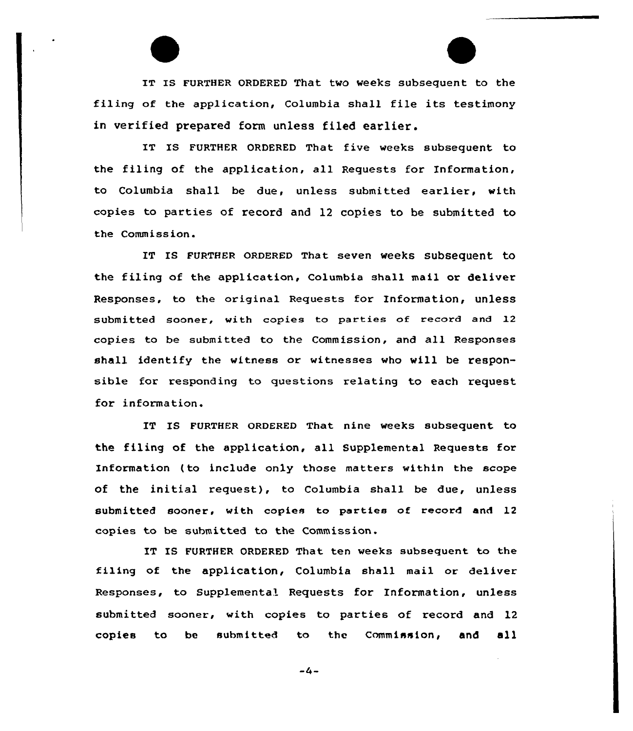IT IS FURTHER ORDERED That two weeks subsequent to the filing of the application, Columbia shall file its testimony in verified prepared form unless filed earlier.

IT IS FURTHER ORDERED That five weeks subsequent to the filing of the application, all Requests for Information, to Columbia shall be due, unless submitted earlier, with copies to parties of record and 12 copies to be submitted to the Commission.

IT IS FURTHER ORDERED That seven weeks subsequent to the filing of the application, Columbia shall mail or deliver Responses, to the original Requests for Information, unless submitted sooner, with copies to parties of record and 12 copies to be submitted to the Commission, and all Responses shall identify the witness or witnesses who will be responsible for responding to questions relating to each request for information.

IT IS FURTHER ORDERED That nine weeks subsequent to the filing of the application, all Supplemental Requests for Information (to include only those matters within the scope of the initial request), to Columbia shall be due, unless submitted sooner, with copies to parties of record and 12 copies to be submitted to the Commission.

IT IS FURTHER ORDERED That ten weeks subsequent to the filing of the application, Columbia shall mail or deliver Responses, to Supplemental Requests for Information, unless submitted sooner, with copies to parties of record and 12 copies to be submitted to the Commission, and all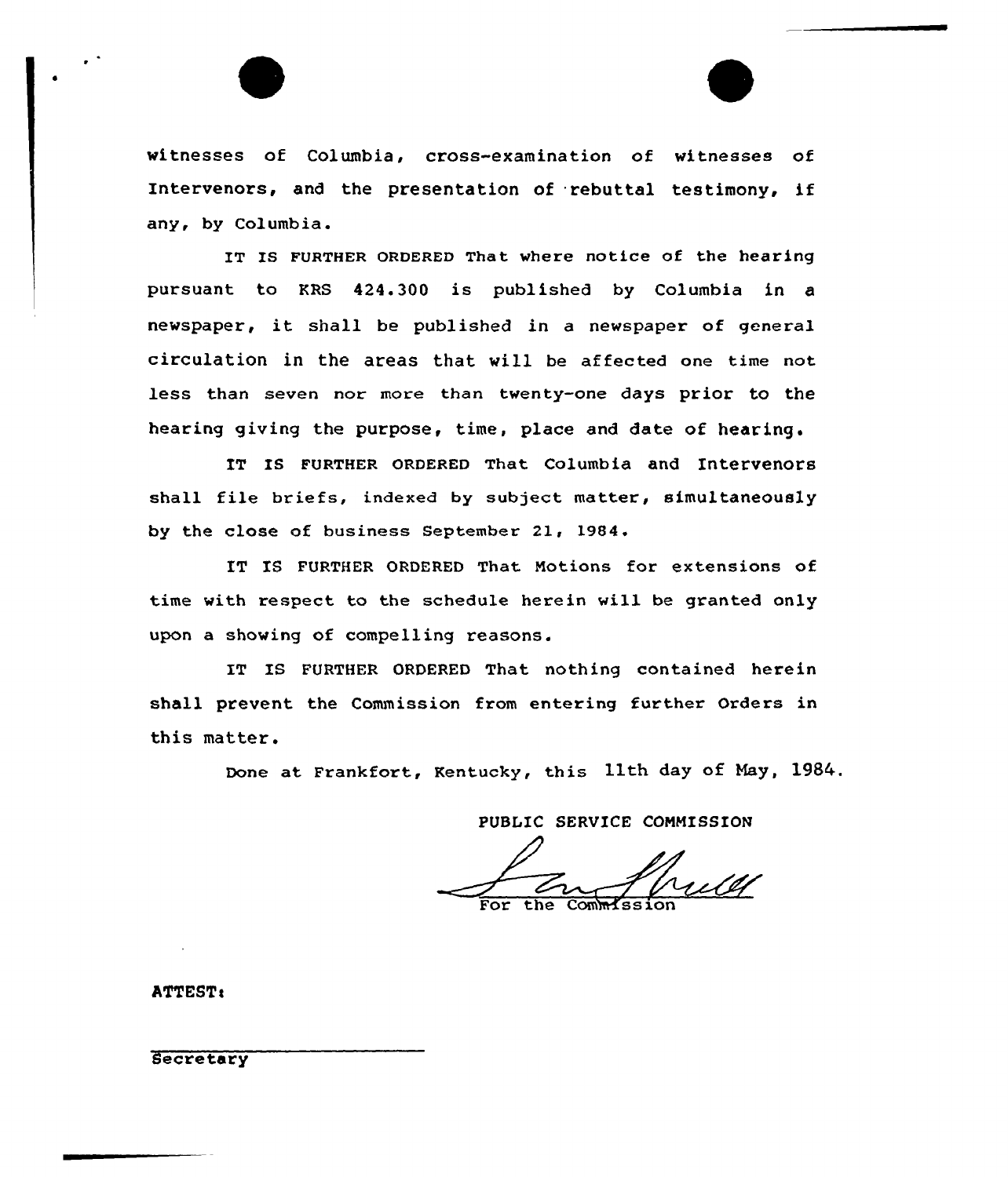witnesses of Columbia, cross-examination of witnesses of Intervenors, and the presentation of rebuttal testimony, if any, by Columbia.

IT IS FURTHER ORDERED That where notice of the hearing pursuant to KRS 424.300 is published by Columbia in a newspaper, it shall be published in a newspaper of general circulation in the areas that will be affected one time not less than seven nor more than twenty-one days prior to the hearing giving the purpose, time, place and date of hearing.

IT IS FURTHER ORDERED That Columbia and Intervenors shall file briefs, indexed by subject matter, simultaneously by the close of business September 21, 1984.

IT IS FURTHER ORDERED That Motions for extensions of time with respect to the schedule herein will be granted only upon a showing of compelling reasons.

IT IS FURTHER ORDERED That nothing contained herein shall prevent the Commission from entering further Orders in this matter.

Done at Frankfort, Kentucky, this 11th day of May, 1984.

PUBLIC SERVICE COMMISSION

For the Commission

ATTEST:

Secretary